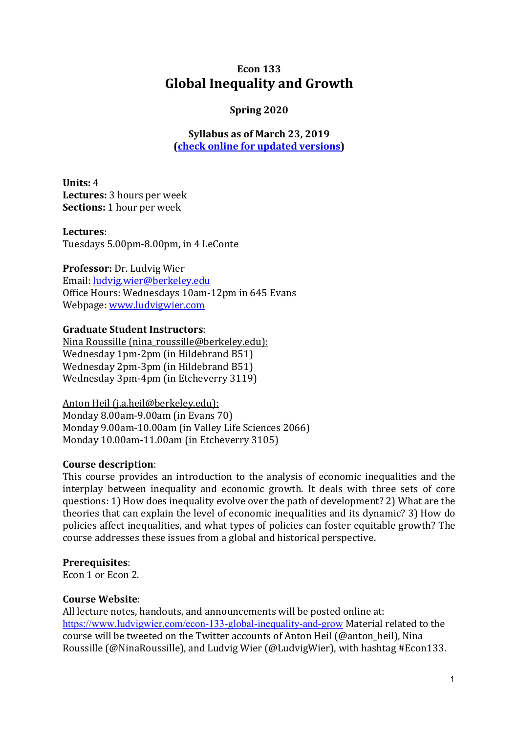# Econ 133
# Global Inequality and Growth

**Spring 2020**

**Syllabus as of March 23, 2019**
**([check online for updated versions](#))**

**Units:** 4
**Lectures:** 3 hours per week
**Sections:** 1 hour per week

**Lectures**:
Tuesdays 5.00pm-8.00pm, in 4 LeConte

**Professor:** Dr. Ludvig Wier
Email: ludvig.wier@berkeley.edu
Office Hours: Wednesdays 10am-12pm in 645 Evans
Webpage: www.ludvigwier.com

**Graduate Student Instructors**:
Nina Roussille (nina_roussille@berkeley.edu):
Wednesday 1pm-2pm (in Hildebrand B51)
Wednesday 2pm-3pm (in Hildebrand B51)
Wednesday 3pm-4pm (in Etcheverry 3119)

Anton Heil (j.a.heil@berkeley.edu):
Monday 8.00am-9.00am (in Evans 70)
Monday 9.00am-10.00am (in Valley Life Sciences 2066)
Monday 10.00am-11.00am (in Etcheverry 3105)

**Course description**:
This course provides an introduction to the analysis of economic inequalities and the interplay between inequality and economic growth. It deals with three sets of core questions: 1) How does inequality evolve over the path of development? 2) What are the theories that can explain the level of economic inequalities and its dynamic? 3) How do policies affect inequalities, and what types of policies can foster equitable growth? The course addresses these issues from a global and historical perspective.

**Prerequisites**:
Econ 1 or Econ 2.

**Course Website**:
All lecture notes, handouts, and announcements will be posted online at: https://www.ludvigwier.com/econ-133-global-inequality-and-grow Material related to the course will be tweeted on the Twitter accounts of Anton Heil (@anton_heil), Nina Roussille (@NinaRoussille), and Ludvig Wier (@LudvigWier), with hashtag #Econ133.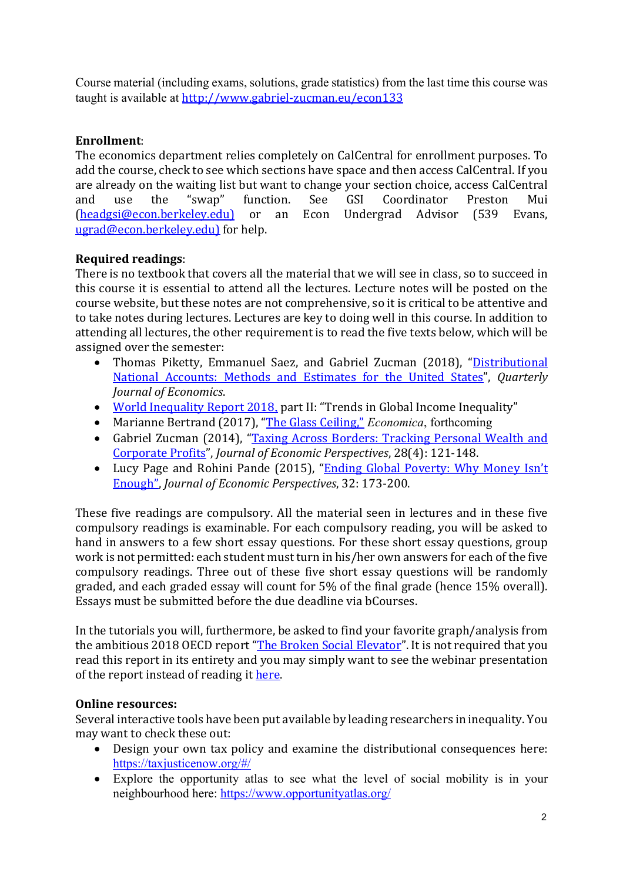Course material (including exams, solutions, grade statistics) from the last time this course was taught is available at [http://www.gabriel-zucman.eu/econ133](http://www.gabriel-zucman.eu/econ133)

**Enrollment**:
The economics department relies completely on CalCentral for enrollment purposes. To add the course, check to see which sections have space and then access CalCentral. If you are already on the waiting list but want to change your section choice, access CalCentral and use the "swap" function. See GSI Coordinator Preston Mui (headgsi@econ.berkeley.edu) or an Econ Undergrad Advisor (539 Evans, ugrad@econ.berkeley.edu) for help.

**Required readings**:
There is no textbook that covers all the material that we will see in class, so to succeed in this course it is essential to attend all the lectures. Lecture notes will be posted on the course website, but these notes are not comprehensive, so it is critical to be attentive and to take notes during lectures. Lectures are key to doing well in this course. In addition to attending all lectures, the other requirement is to read the five texts below, which will be assigned over the semester:

- Thomas Piketty, Emmanuel Saez, and Gabriel Zucman (2018), "Distributional National Accounts: Methods and Estimates for the United States", *Quarterly Journal of Economics*.
- World Inequality Report 2018, part II: "Trends in Global Income Inequality"
- Marianne Bertrand (2017), "The Glass Ceiling," *Economica*, forthcoming
- Gabriel Zucman (2014), "Taxing Across Borders: Tracking Personal Wealth and Corporate Profits", *Journal of Economic Perspectives*, 28(4): 121-148.
- Lucy Page and Rohini Pande (2015), "Ending Global Poverty: Why Money Isn't Enough", *Journal of Economic Perspectives*, 32: 173-200.

These five readings are compulsory. All the material seen in lectures and in these five compulsory readings is examinable. For each compulsory reading, you will be asked to hand in answers to a few short essay questions. For these short essay questions, group work is not permitted: each student must turn in his/her own answers for each of the five compulsory readings. Three out of these five short essay questions will be randomly graded, and each graded essay will count for 5% of the final grade (hence 15% overall). Essays must be submitted before the due deadline via bCourses.

In the tutorials you will, furthermore, be asked to find your favorite graph/analysis from the ambitious 2018 OECD report "The Broken Social Elevator". It is not required that you read this report in its entirety and you may simply want to see the webinar presentation of the report instead of reading it here.

**Online resources:**
Several interactive tools have been put available by leading researchers in inequality. You may want to check these out:

- Design your own tax policy and examine the distributional consequences here: [https://taxjusticenow.org/#/](https://taxjusticenow.org/#/)
- Explore the opportunity atlas to see what the level of social mobility is in your neighbourhood here: [https://www.opportunityatlas.org/](https://www.opportunityatlas.org/)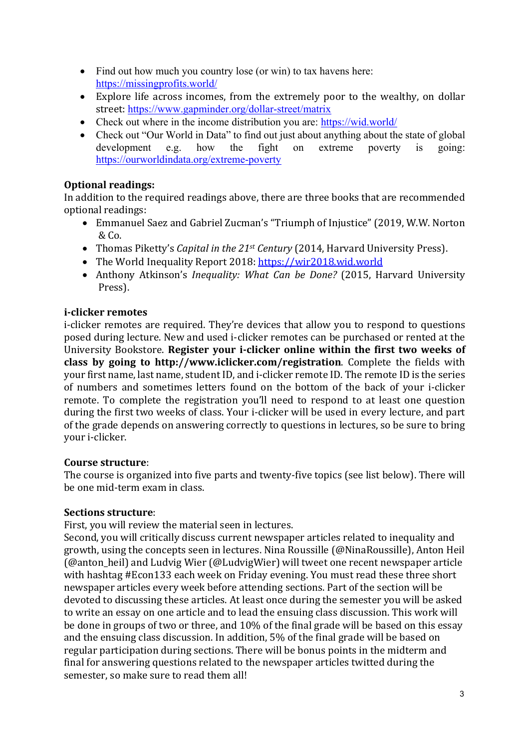- Find out how much you country lose (or win) to tax havens here: https://missingprofits.world/
- Explore life across incomes, from the extremely poor to the wealthy, on dollar street: https://www.gapminder.org/dollar-street/matrix
- Check out where in the income distribution you are: https://wid.world/
- Check out "Our World in Data" to find out just about anything about the state of global development e.g. how the fight on extreme poverty is going: https://ourworldindata.org/extreme-poverty

**Optional readings:**
In addition to the required readings above, there are three books that are recommended optional readings:

- Emmanuel Saez and Gabriel Zucman's "Triumph of Injustice" (2019, W.W. Norton & Co.
- Thomas Piketty's *Capital in the 21st Century* (2014, Harvard University Press).
- The World Inequality Report 2018: https://wir2018.wid.world
- Anthony Atkinson's *Inequality: What Can be Done?* (2015, Harvard University Press).

**i-clicker remotes**
i-clicker remotes are required. They're devices that allow you to respond to questions posed during lecture. New and used i-clicker remotes can be purchased or rented at the University Bookstore. **Register your i-clicker online within the first two weeks of class by going to http://www.iclicker.com/registration**. Complete the fields with your first name, last name, student ID, and i-clicker remote ID. The remote ID is the series of numbers and sometimes letters found on the bottom of the back of your i-clicker remote. To complete the registration you'll need to respond to at least one question during the first two weeks of class. Your i-clicker will be used in every lecture, and part of the grade depends on answering correctly to questions in lectures, so be sure to bring your i-clicker.

**Course structure**:
The course is organized into five parts and twenty-five topics (see list below). There will be one mid-term exam in class.

**Sections structure**:
First, you will review the material seen in lectures.
Second, you will critically discuss current newspaper articles related to inequality and growth, using the concepts seen in lectures. Nina Roussille (@NinaRoussille), Anton Heil (@anton_heil) and Ludvig Wier (@LudvigWier) will tweet one recent newspaper article with hashtag #Econ133 each week on Friday evening. You must read these three short newspaper articles every week before attending sections. Part of the section will be devoted to discussing these articles. At least once during the semester you will be asked to write an essay on one article and to lead the ensuing class discussion. This work will be done in groups of two or three, and 10% of the final grade will be based on this essay and the ensuing class discussion. In addition, 5% of the final grade will be based on regular participation during sections. There will be bonus points in the midterm and final for answering questions related to the newspaper articles twitted during the semester, so make sure to read them all!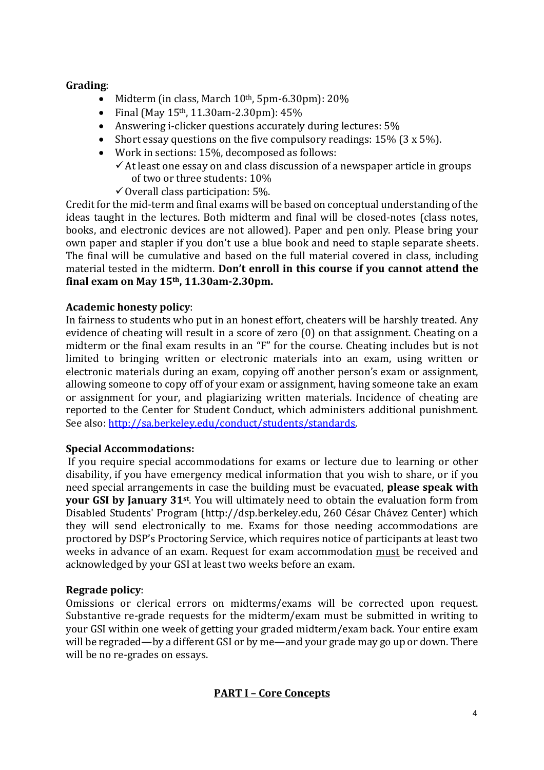**Grading**:

- Midterm (in class, March 10th, 5pm-6.30pm): 20%
- Final (May 15th, 11.30am-2.30pm): 45%
- Answering i-clicker questions accurately during lectures: 5%
- Short essay questions on the five compulsory readings: 15% (3 x 5%).
- Work in sections: 15%, decomposed as follows:
  - ✓ At least one essay on and class discussion of a newspaper article in groups of two or three students: 10%
  - ✓ Overall class participation: 5%.

Credit for the mid-term and final exams will be based on conceptual understanding of the ideas taught in the lectures. Both midterm and final will be closed-notes (class notes, books, and electronic devices are not allowed). Paper and pen only. Please bring your own paper and stapler if you don't use a blue book and need to staple separate sheets. The final will be cumulative and based on the full material covered in class, including material tested in the midterm. **Don't enroll in this course if you cannot attend the final exam on May 15th, 11.30am-2.30pm.**

**Academic honesty policy**:

In fairness to students who put in an honest effort, cheaters will be harshly treated. Any evidence of cheating will result in a score of zero (0) on that assignment. Cheating on a midterm or the final exam results in an "F" for the course. Cheating includes but is not limited to bringing written or electronic materials into an exam, using written or electronic materials during an exam, copying off another person's exam or assignment, allowing someone to copy off of your exam or assignment, having someone take an exam or assignment for your, and plagiarizing written materials. Incidence of cheating are reported to the Center for Student Conduct, which administers additional punishment. See also: [http://sa.berkeley.edu/conduct/students/standards](http://sa.berkeley.edu/conduct/students/standards).

**Special Accommodations:**

If you require special accommodations for exams or lecture due to learning or other disability, if you have emergency medical information that you wish to share, or if you need special arrangements in case the building must be evacuated, **please speak with your GSI by January 31st**. You will ultimately need to obtain the evaluation form from Disabled Students' Program (http://dsp.berkeley.edu, 260 César Chávez Center) which they will send electronically to me. Exams for those needing accommodations are proctored by DSP's Proctoring Service, which requires notice of participants at least two weeks in advance of an exam. Request for exam accommodation <u>must</u> be received and acknowledged by your GSI at least two weeks before an exam.

**Regrade policy**:

Omissions or clerical errors on midterms/exams will be corrected upon request. Substantive re-grade requests for the midterm/exam must be submitted in writing to your GSI within one week of getting your graded midterm/exam back. Your entire exam will be regraded—by a different GSI or by me—and your grade may go up or down. There will be no re-grades on essays.

## <u>PART I – Core Concepts</u>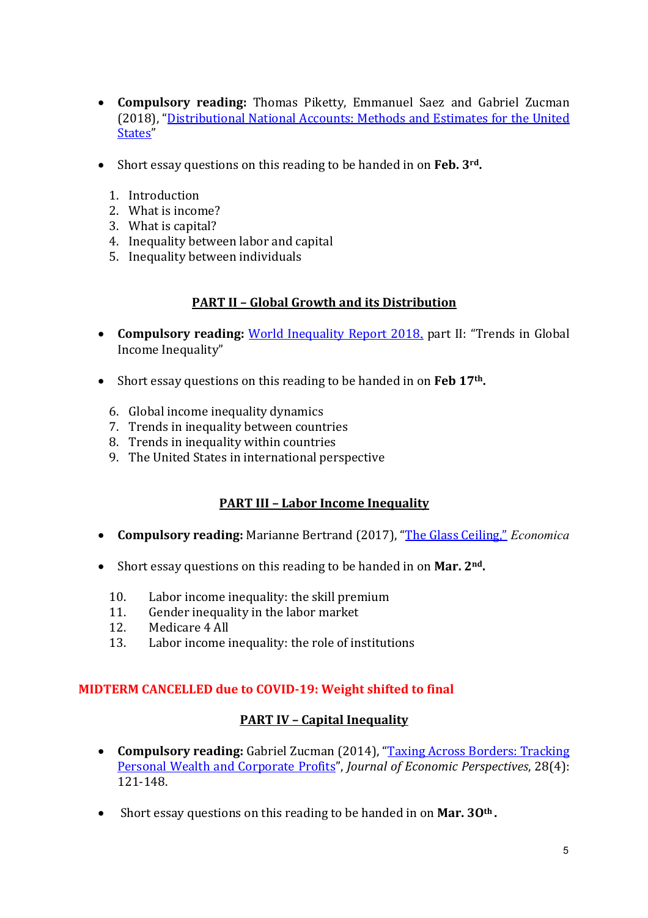- **Compulsory reading:** Thomas Piketty, Emmanuel Saez and Gabriel Zucman (2018), "Distributional National Accounts: Methods and Estimates for the United States"

- Short essay questions on this reading to be handed in on **Feb. 3rd.**

1. Introduction
2. What is income?
3. What is capital?
4. Inequality between labor and capital
5. Inequality between individuals

## PART II – Global Growth and its Distribution

- **Compulsory reading:** World Inequality Report 2018, part II: "Trends in Global Income Inequality"

- Short essay questions on this reading to be handed in on **Feb 17th.**

6. Global income inequality dynamics
7. Trends in inequality between countries
8. Trends in inequality within countries
9. The United States in international perspective

## PART III – Labor Income Inequality

- **Compulsory reading:** Marianne Bertrand (2017), "The Glass Ceiling," *Economica*

- Short essay questions on this reading to be handed in on **Mar. 2nd.**

10. Labor income inequality: the skill premium
11. Gender inequality in the labor market
12. Medicare 4 All
13. Labor income inequality: the role of institutions

**MIDTERM CANCELLED due to COVID-19: Weight shifted to final**

## PART IV – Capital Inequality

- **Compulsory reading:** Gabriel Zucman (2014), "Taxing Across Borders: Tracking Personal Wealth and Corporate Profits", *Journal of Economic Perspectives*, 28(4): 121-148.

- Short essay questions on this reading to be handed in on **Mar. 30th.**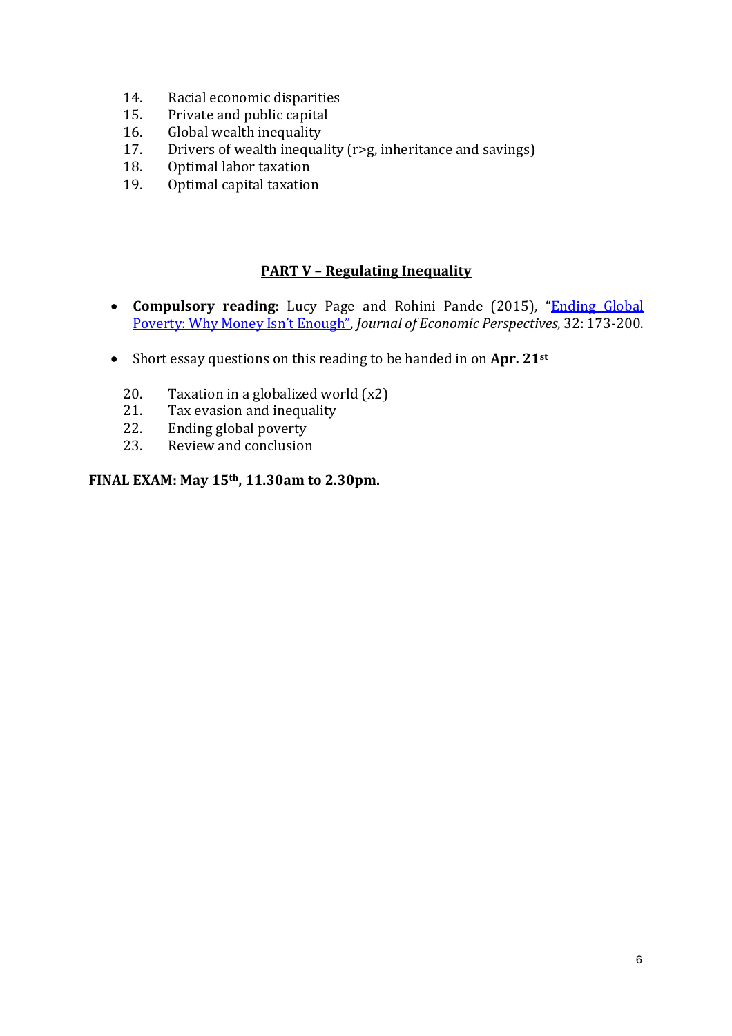14. Racial economic disparities
15. Private and public capital
16. Global wealth inequality
17. Drivers of wealth inequality (r>g, inheritance and savings)
18. Optimal labor taxation
19. Optimal capital taxation

## PART V – Regulating Inequality

- **Compulsory reading:** Lucy Page and Rohini Pande (2015), "Ending Global Poverty: Why Money Isn't Enough", *Journal of Economic Perspectives*, 32: 173-200.

- Short essay questions on this reading to be handed in on **Apr. 21st**

20. Taxation in a globalized world (x2)
21. Tax evasion and inequality
22. Ending global poverty
23. Review and conclusion

**FINAL EXAM: May 15th, 11.30am to 2.30pm.**